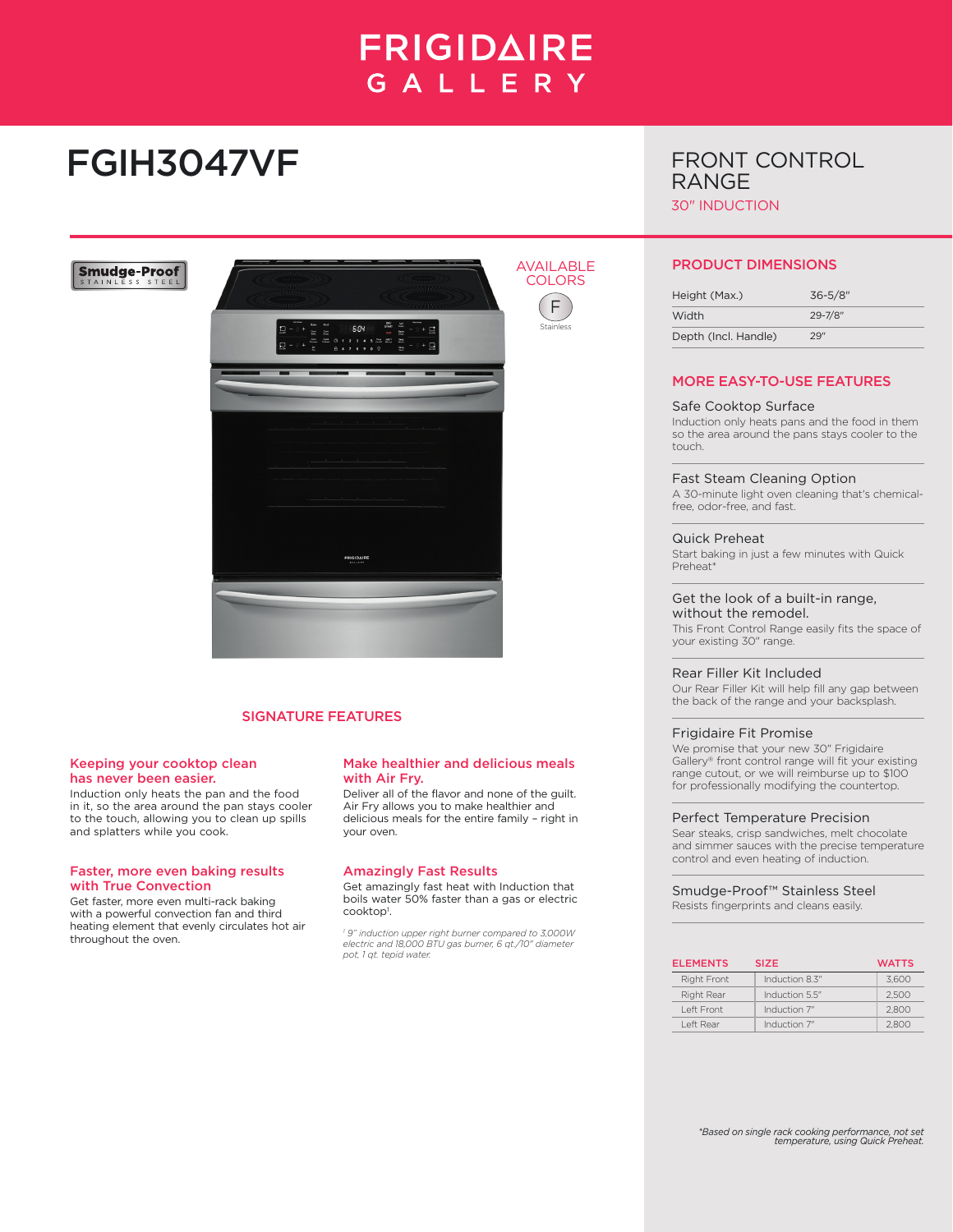# FRIGIDAIRE GALLERY

# FGIH3047VF

## FRONT CONTROL RANGE

30" INDUCTION

Smudge-Proof STAINLESS STEEL

AVAILABLE COLORS

F

Stainless

## SIGNATURE FEATURES

### Keeping your cooktop clean has never been easier.

Induction only heats the pan and the food in it, so the area around the pan stays cooler to the touch, allowing you to clean up spills and splatters while you cook.

### Make healthier and delicious meals with Air Fry.

Deliver all of the flavor and none of the guilt. Air Fry allows you to make healthier and delicious meals for the entire family – right in your oven.

### Faster, more even baking results with True Convection

Get faster, more even multi-rack baking with a powerful convection fan and third heating element that evenly circulates hot air throughout the oven.

### Amazingly Fast Results

Get amazingly fast heat with Induction that boils water 50% faster than a gas or electric cooktop[1].

*[1] 9" induction upper right burner compared to 3,000W electric and 18,000 BTU gas burner, 6 qt./10" diameter pot, 1 qt. tepid water.*

## PRODUCT DIMENSIONS

| | |
|---|---|
| Height (Max.) | 36-5/8" |
| Width | 29-7/8" |
| Depth (Incl. Handle) | 29" |

## MORE EASY-TO-USE FEATURES

### Safe Cooktop Surface

Induction only heats pans and the food in them so the area around the pans stays cooler to the touch.

### Fast Steam Cleaning Option

A 30-minute light oven cleaning that's chemical-free, odor-free, and fast.

### Quick Preheat

Start baking in just a few minutes with Quick Preheat*

### Get the look of a built-in range, without the remodel.

This Front Control Range easily fits the space of your existing 30" range.

### Rear Filler Kit Included

Our Rear Filler Kit will help fill any gap between the back of the range and your backsplash.

### Frigidaire Fit Promise

We promise that your new 30" Frigidaire Gallery® front control range will fit your existing range cutout, or we will reimburse up to $100 for professionally modifying the countertop.

### Perfect Temperature Precision

Sear steaks, crisp sandwiches, melt chocolate and simmer sauces with the precise temperature control and even heating of induction.

### Smudge-Proof™ Stainless Steel

Resists fingerprints and cleans easily.

| ELEMENTS | SIZE | WATTS |
|---|---|---|
| Right Front | Induction 8.3" | 3,600 |
| Right Rear | Induction 5.5" | 2,500 |
| Left Front | Induction 7" | 2,800 |
| Left Rear | Induction 7" | 2,800 |

*\*Based on single rack cooking performance, not set temperature, using Quick Preheat.*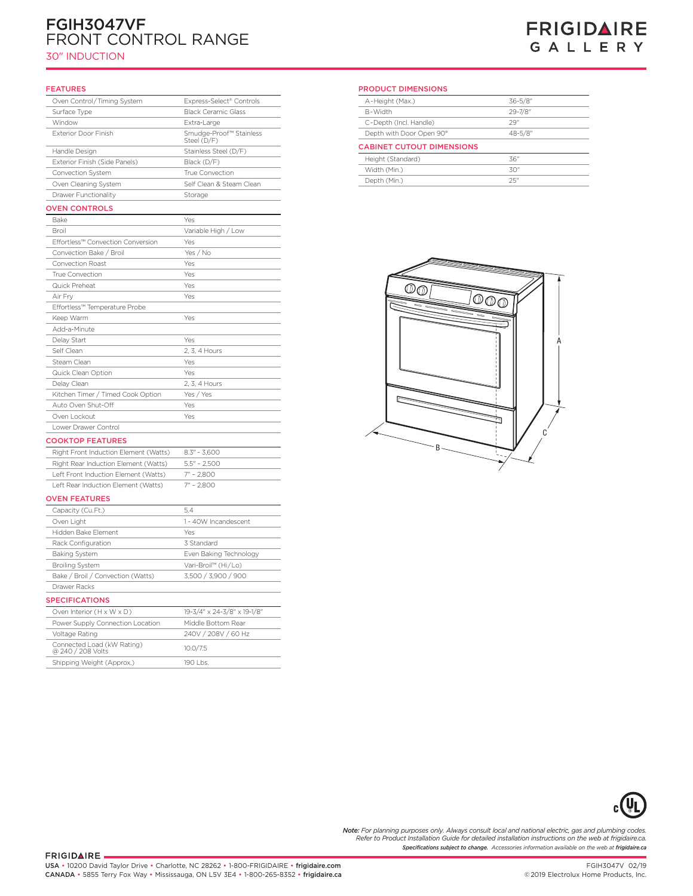# FGIH3047VF
# FRONT CONTROL RANGE
## 30″ INDUCTION

FRIGIDAIRE GALLERY

### FEATURES

| | |
|---|---|
| Oven Control/Timing System | Express-Select® Controls |
| Surface Type | Black Ceramic Glass |
| Window | Extra-Large |
| Exterior Door Finish | Smudge-Proof™ Stainless Steel (D/F) |
| Handle Design | Stainless Steel (D/F) |
| Exterior Finish (Side Panels) | Black (D/F) |
| Convection System | True Convection |
| Oven Cleaning System | Self Clean & Steam Clean |
| Drawer Functionality | Storage |

### OVEN CONTROLS

| | |
|---|---|
| Bake | Yes |
| Broil | Variable High / Low |
| Effortless™ Convection Conversion | Yes |
| Convection Bake / Broil | Yes / No |
| Convection Roast | Yes |
| True Convection | Yes |
| Quick Preheat | Yes |
| Air Fry | Yes |
| Effortless™ Temperature Probe | |
| Keep Warm | Yes |
| Add-a-Minute | |
| Delay Start | Yes |
| Self Clean | 2, 3, 4 Hours |
| Steam Clean | Yes |
| Quick Clean Option | Yes |
| Delay Clean | 2, 3, 4 Hours |
| Kitchen Timer / Timed Cook Option | Yes / Yes |
| Auto Oven Shut-Off | Yes |
| Oven Lockout | Yes |
| Lower Drawer Control | |

### COOKTOP FEATURES

| | |
|---|---|
| Right Front Induction Element (Watts) | 8.3" - 3,600 |
| Right Rear Induction Element (Watts) | 5.5" – 2,500 |
| Left Front Induction Element (Watts) | 7" – 2,800 |
| Left Rear Induction Element (Watts) | 7" – 2,800 |

### OVEN FEATURES

| | |
|---|---|
| Capacity (Cu.Ft.) | 5.4 |
| Oven Light | 1 - 40W Incandescent |
| Hidden Bake Element | Yes |
| Rack Configuration | 3 Standard |
| Baking System | Even Baking Technology |
| Broiling System | Vari-Broil™ (Hi/Lo) |
| Bake / Broil / Convection (Watts) | 3,500 / 3,900 / 900 |
| Drawer Racks | |

### SPECIFICATIONS

| | |
|---|---|
| Oven Interior (H x W x D) | 19-3/4" x 24-3/8" x 19-1/8" |
| Power Supply Connection Location | Middle Bottom Rear |
| Voltage Rating | 240V / 208V / 60 Hz |
| Connected Load (kW Rating) @ 240 / 208 Volts | 10.0/7.5 |
| Shipping Weight (Approx.) | 190 Lbs. |

### PRODUCT DIMENSIONS

| | |
|---|---|
| A-Height (Max.) | 36-5/8" |
| B-Width | 29-7/8" |
| C-Depth (Incl. Handle) | 29" |
| Depth with Door Open 90° | 48-5/8" |

### CABINET CUTOUT DIMENSIONS

| | |
|---|---|
| Height (Standard) | 36" |
| Width (Min.) | 30" |
| Depth (Min.) | 25" |

A

B

C

*Note: For planning purposes only. Always consult local and national electric, gas and plumbing codes. Refer to Product Installation Guide for detailed installation instructions on the web at frigidaire.ca.*

***Specifications subject to change.*** *Accessories information available on the web at* ***frigidaire.ca***

FRIGIDAIRE

USA • 10200 David Taylor Drive • Charlotte, NC 28262 • 1-800-FRIGIDAIRE • **frigidaire.com**

CANADA • 5855 Terry Fox Way • Mississauga, ON L5V 3E4 • 1-800-265-8352 • **frigidaire.ca**

FGIH3047V 02/19

© 2019 Electrolux Home Products, Inc.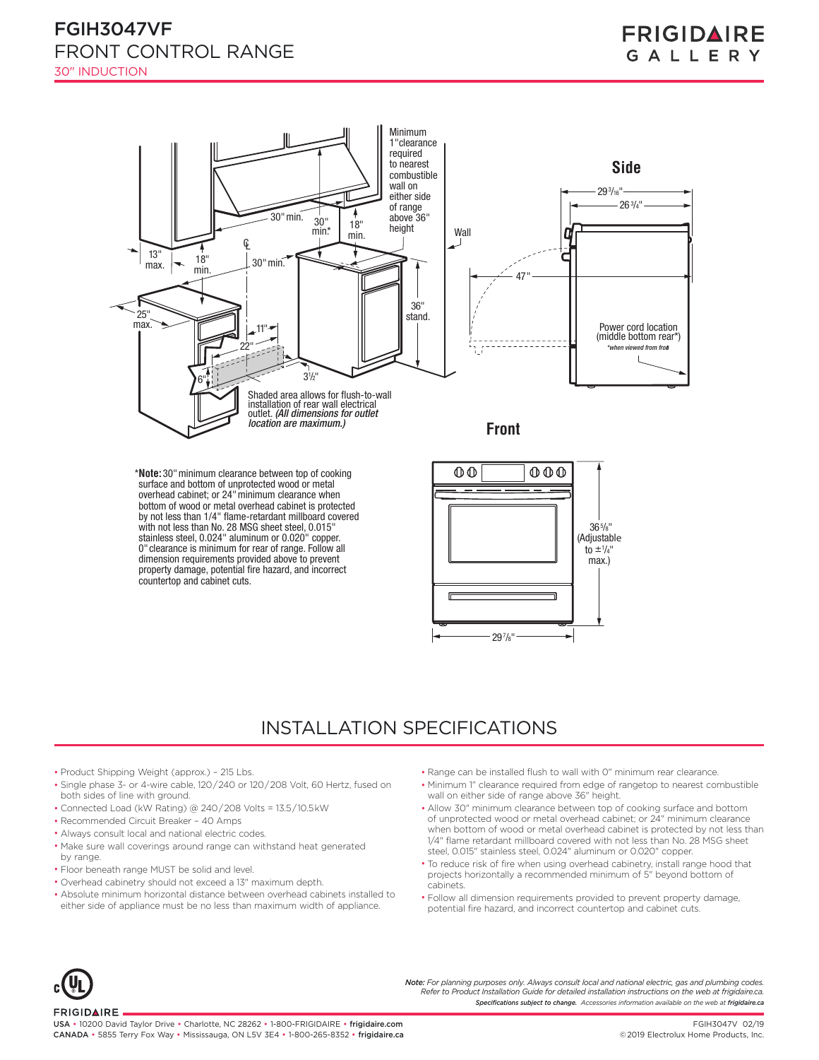# FGIH3047VF
## FRONT CONTROL RANGE
30" INDUCTION

FRIGIDAIRE GALLERY

Minimum 1"clearance required to nearest combustible wall on either side of range above 36" height

30" min.

30" min.*

18" min.

13" max.

18" min.

30" min.

25" max.

11"

22"

6"

3½"

36" stand.

Wall

Shaded area allows for flush-to-wall installation of rear wall electrical outlet. *(All dimensions for outlet location are maximum.)*

**Side**

29 3/16"

26 3/4"

47"

Power cord location (middle bottom rear*)
*when viewed from front

**Front**

36 5/8" (Adjustable to ±1/4" max.)

29 7/8"

\***Note:** 30" minimum clearance between top of cooking surface and bottom of unprotected wood or metal overhead cabinet; or 24" minimum clearance when bottom of wood or metal overhead cabinet is protected by not less than 1/4" flame-retardant millboard covered with not less than No. 28 MSG sheet steel, 0.015" stainless steel, 0.024" aluminum or 0.020" copper. 0" clearance is minimum for rear of range. Follow all dimension requirements provided above to prevent property damage, potential fire hazard, and incorrect countertop and cabinet cuts.

## INSTALLATION SPECIFICATIONS

- Product Shipping Weight (approx.) – 215 Lbs.
- Single phase 3- or 4-wire cable, 120/240 or 120/208 Volt, 60 Hertz, fused on both sides of line with ground.
- Connected Load (kW Rating) @ 240/208 Volts = 13.5/10.5kW
- Recommended Circuit Breaker – 40 Amps
- Always consult local and national electric codes.
- Make sure wall coverings around range can withstand heat generated by range.
- Floor beneath range MUST be solid and level.
- Overhead cabinetry should not exceed a 13" maximum depth.
- Absolute minimum horizontal distance between overhead cabinets installed to either side of appliance must be no less than maximum width of appliance.
- Range can be installed flush to wall with 0" minimum rear clearance.
- Minimum 1" clearance required from edge of rangetop to nearest combustible wall on either side of range above 36" height.
- Allow 30" minimum clearance between top of cooking surface and bottom of unprotected wood or metal overhead cabinet; or 24" minimum clearance when bottom of wood or metal overhead cabinet is protected by not less than 1/4" flame retardant millboard covered with not less than No. 28 MSG sheet steel, 0.015" stainless steel, 0.024" aluminum or 0.020" copper.
- To reduce risk of fire when using overhead cabinetry, install range hood that projects horizontally a recommended minimum of 5" beyond bottom of cabinets.
- Follow all dimension requirements provided to prevent property damage, potential fire hazard, and incorrect countertop and cabinet cuts.

*Note: For planning purposes only. Always consult local and national electric, gas and plumbing codes. Refer to Product Installation Guide for detailed installation instructions on the web at frigidaire.ca.*
*Specifications subject to change. Accessories information available on the web at frigidaire.ca*

FRIGIDAIRE
USA • 10200 David Taylor Drive • Charlotte, NC 28262 • 1-800-FRIGIDAIRE • frigidaire.com
CANADA • 5855 Terry Fox Way • Mississauga, ON L5V 3E4 • 1-800-265-8352 • frigidaire.ca

FGIH3047V 02/19
©2019 Electrolux Home Products, Inc.